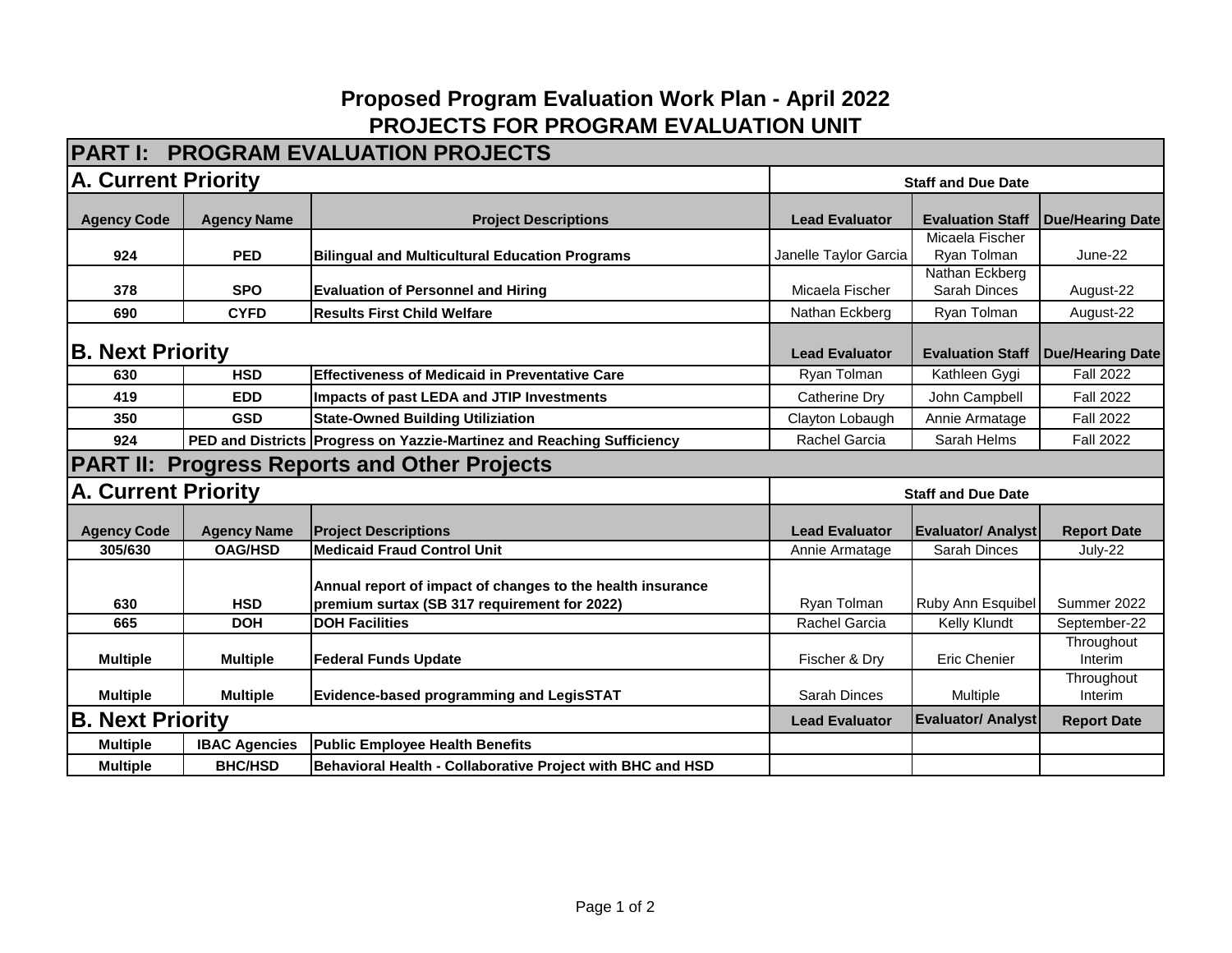# Proposed Program Evaluation Work Plan - April 2022

## PROJECTS FOR PROGRAM EVALUATION UNIT

## PART I: PROGRAM EVALUATION PROJECTS

### A. Current Priority

| Agency Code | Agency Name | Project Descriptions | Lead Evaluator | Evaluation Staff | Due/Hearing Date |
|---|---|---|---|---|---|
| 924 | PED | **Bilingual and Multicultural Education Programs** | Janelle Taylor Garcia | Micaela Fischer<br>Ryan Tolman | June-22 |
| 378 | SPO | **Evaluation of Personnel and Hiring** | Micaela Fischer | Nathan Eckberg<br>Sarah Dinces | August-22 |
| 690 | CYFD | **Results First Child Welfare** | Nathan Eckberg | Ryan Tolman | August-22 |

### B. Next Priority

| Agency Code | Agency Name | Project Descriptions | Lead Evaluator | Evaluation Staff | Due/Hearing Date |
|---|---|---|---|---|---|
| 630 | HSD | **Effectiveness of Medicaid in Preventative Care** | Ryan Tolman | Kathleen Gygi | Fall 2022 |
| 419 | EDD | **Impacts of past LEDA and JTIP Investments** | Catherine Dry | John Campbell | Fall 2022 |
| 350 | GSD | **State-Owned Building Utiliziation** | Clayton Lobaugh | Annie Armatage | Fall 2022 |
| 924 | PED and Districts | **Progress on Yazzie-Martinez and Reaching Sufficiency** | Rachel Garcia | Sarah Helms | Fall 2022 |

## PART II: Progress Reports and Other Projects

### A. Current Priority

| Agency Code | Agency Name | Project Descriptions | Lead Evaluator | Evaluator/ Analyst | Report Date |
|---|---|---|---|---|---|
| 305/630 | OAG/HSD | **Medicaid Fraud Control Unit** | Annie Armatage | Sarah Dinces | July-22 |
| 630 | HSD | **Annual report of impact of changes to the health insurance premium surtax (SB 317 requirement for 2022)** | Ryan Tolman | Ruby Ann Esquibel | Summer 2022 |
| 665 | DOH | **DOH Facilities** | Rachel Garcia | Kelly Klundt | September-22 |
| Multiple | Multiple | **Federal Funds Update** | Fischer & Dry | Eric Chenier | Throughout Interim |
| Multiple | Multiple | **Evidence-based programming and LegisSTAT** | Sarah Dinces | Multiple | Throughout Interim |

### B. Next Priority

| Agency Code | Agency Name | Project Descriptions | Lead Evaluator | Evaluator/ Analyst | Report Date |
|---|---|---|---|---|---|
| Multiple | IBAC Agencies | **Public Employee Health Benefits** | | | |
| Multiple | BHC/HSD | **Behavioral Health - Collaborative Project with BHC and HSD** | | | |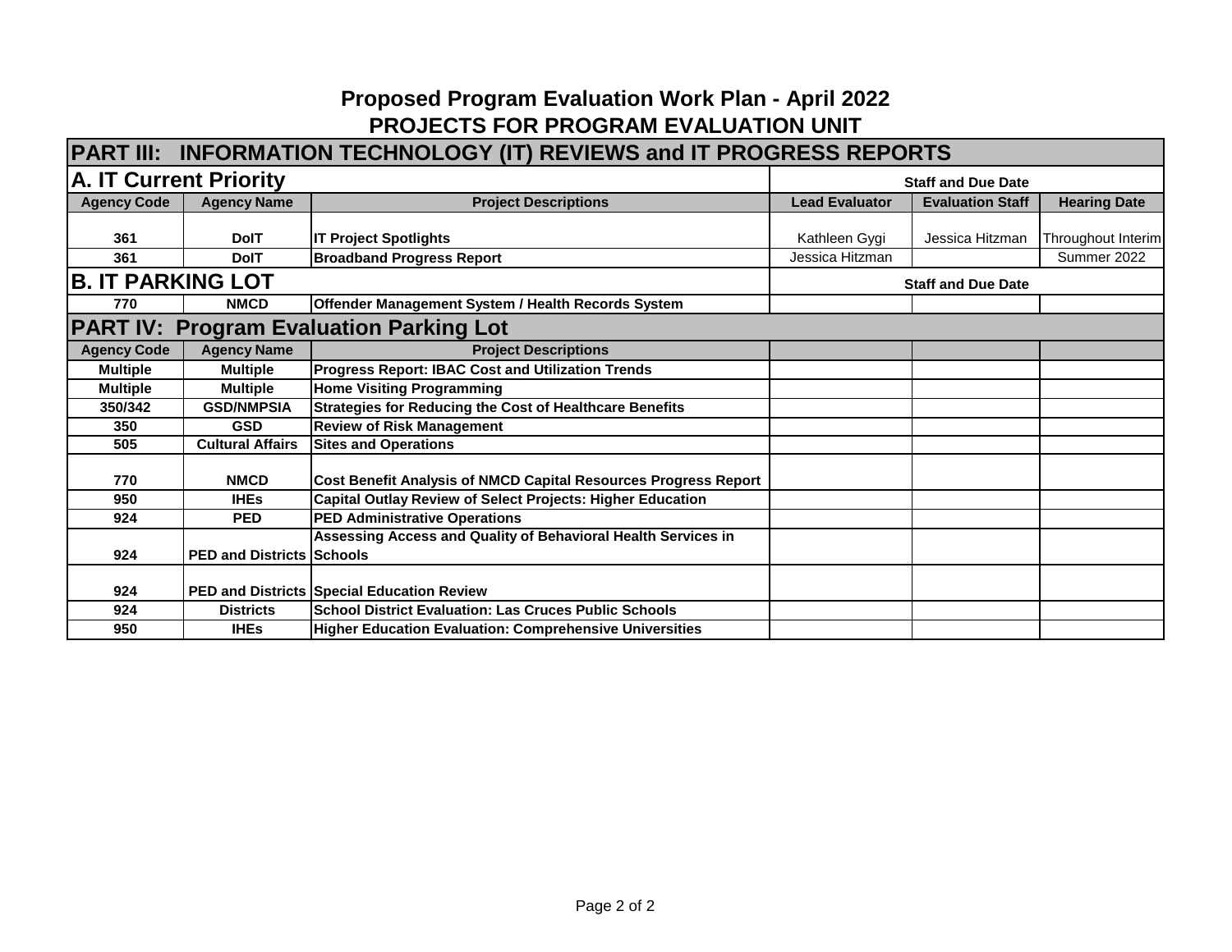# Proposed Program Evaluation Work Plan - April 2022
## PROJECTS FOR PROGRAM EVALUATION UNIT

| PART III: INFORMATION TECHNOLOGY (IT) REVIEWS and IT PROGRESS REPORTS | | | | | |
|---|---|---|---|---|---|
| **A. IT Current Priority** | | | **Staff and Due Date** | | |
| **Agency Code** | **Agency Name** | **Project Descriptions** | **Lead Evaluator** | **Evaluation Staff** | **Hearing Date** |
| **361** | **DoIT** | **IT Project Spotlights** | Kathleen Gygi | Jessica Hitzman | Throughout Interim |
| **361** | **DoIT** | **Broadband Progress Report** | Jessica Hitzman | | Summer 2022 |
| **B. IT PARKING LOT** | | | **Staff and Due Date** | | |
| **770** | **NMCD** | **Offender Management System / Health Records System** | | | |
| **PART IV: Program Evaluation Parking Lot** | | | | | |
| **Agency Code** | **Agency Name** | **Project Descriptions** | | | |
| **Multiple** | **Multiple** | **Progress Report: IBAC Cost and Utilization Trends** | | | |
| **Multiple** | **Multiple** | **Home Visiting Programming** | | | |
| **350/342** | **GSD/NMPSIA** | **Strategies for Reducing the Cost of Healthcare Benefits** | | | |
| **350** | **GSD** | **Review of Risk Management** | | | |
| **505** | **Cultural Affairs** | **Sites and Operations** | | | |
| **770** | **NMCD** | **Cost Benefit Analysis of NMCD Capital Resources Progress Report** | | | |
| **950** | **IHEs** | **Capital Outlay Review of Select Projects: Higher Education** | | | |
| **924** | **PED** | **PED Administrative Operations** | | | |
| **924** | **PED and Districts** | **Assessing Access and Quality of Behavioral Health Services in Schools** | | | |
| **924** | **PED and Districts** | **Special Education Review** | | | |
| **924** | **Districts** | **School District Evaluation: Las Cruces Public Schools** | | | |
| **950** | **IHEs** | **Higher Education Evaluation: Comprehensive Universities** | | | |